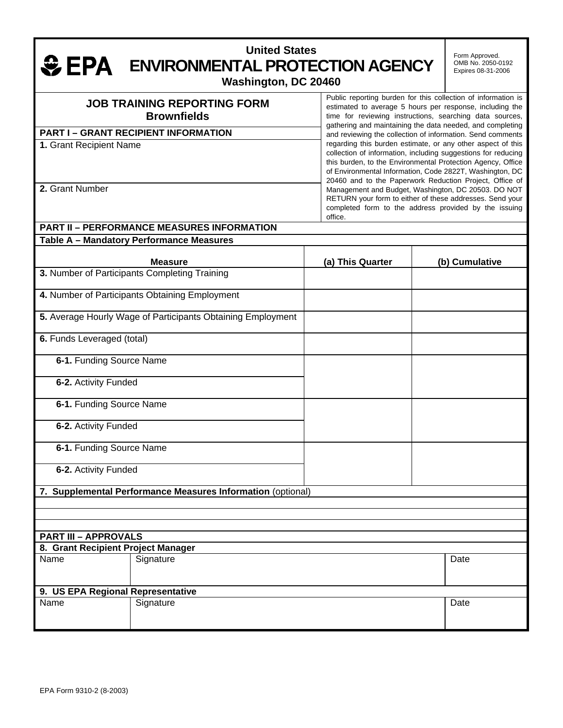# United States ENVIRONMENTAL PROTECTION AGENCY

**Washington, DC 20460**

Form Approved.
OMB No. 2050-0192
Expires 08-31-2006

## JOB TRAINING REPORTING FORM
## Brownfields

Public reporting burden for this collection of information is estimated to average 5 hours per response, including the time for reviewing instructions, searching data sources, gathering and maintaining the data needed, and completing and reviewing the collection of information. Send comments regarding this burden estimate, or any other aspect of this collection of information, including suggestions for reducing this burden, to the Environmental Protection Agency, Office of Environmental Information, Code 2822T, Washington, DC 20460 and to the Paperwork Reduction Project, Office of Management and Budget, Washington, DC 20503. DO NOT RETURN your form to either of these addresses. Send your completed form to the address provided by the issuing office.

### PART I – GRANT RECIPIENT INFORMATION

**1.** Grant Recipient Name

**2.** Grant Number

### PART II – PERFORMANCE MEASURES INFORMATION

**Table A – Mandatory Performance Measures**

| Measure | (a) This Quarter | (b) Cumulative |
|---|---|---|
| **3.** Number of Participants Completing Training | | |
| **4.** Number of Participants Obtaining Employment | | |
| **5.** Average Hourly Wage of Participants Obtaining Employment | | |
| **6.** Funds Leveraged (total) | | |
| **6-1.** Funding Source Name<br>**6-2.** Activity Funded | | |
| **6-1.** Funding Source Name<br>**6-2.** Activity Funded | | |
| **6-1.** Funding Source Name<br>**6-2.** Activity Funded | | |

**7. Supplemental Performance Measures Information** (optional)

### PART III – APPROVALS

**8. Grant Recipient Project Manager**

| Name | Signature | Date |
|---|---|---|
| | | |

**9. US EPA Regional Representative**

| Name | Signature | Date |
|---|---|---|
| | | |

EPA Form 9310-2 (8-2003)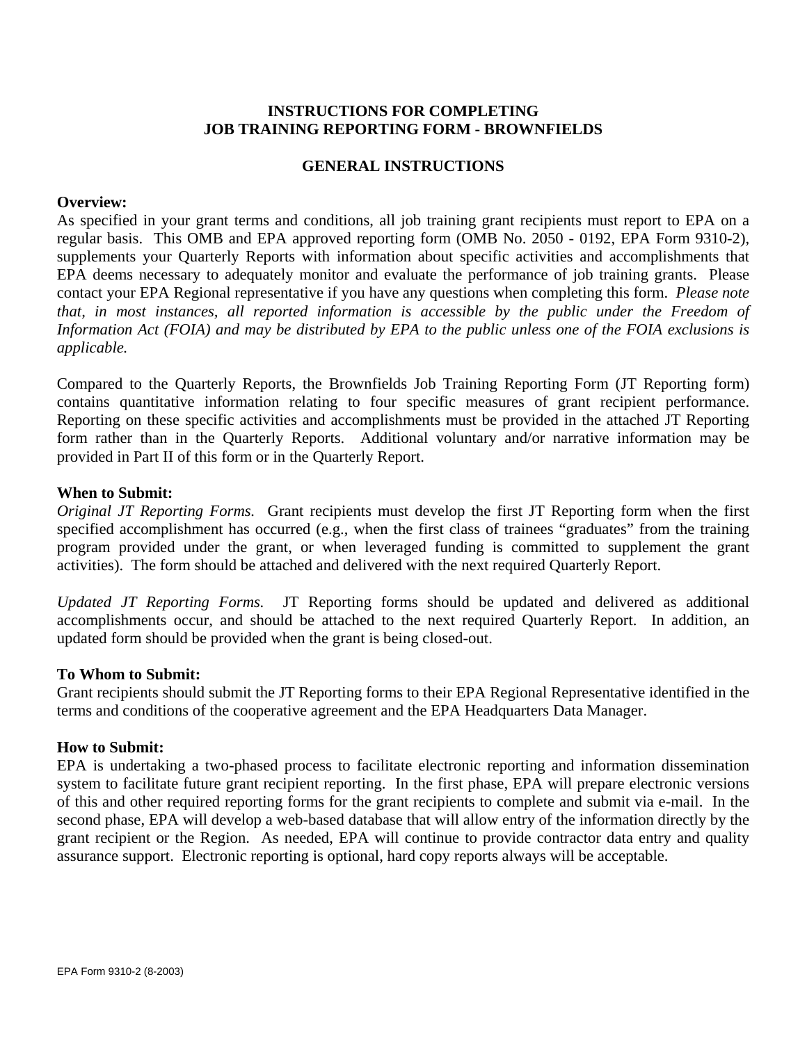# INSTRUCTIONS FOR COMPLETING JOB TRAINING REPORTING FORM - BROWNFIELDS

## GENERAL INSTRUCTIONS

**Overview:**
As specified in your grant terms and conditions, all job training grant recipients must report to EPA on a regular basis. This OMB and EPA approved reporting form (OMB No. 2050 - 0192, EPA Form 9310-2), supplements your Quarterly Reports with information about specific activities and accomplishments that EPA deems necessary to adequately monitor and evaluate the performance of job training grants. Please contact your EPA Regional representative if you have any questions when completing this form. *Please note that, in most instances, all reported information is accessible by the public under the Freedom of Information Act (FOIA) and may be distributed by EPA to the public unless one of the FOIA exclusions is applicable.*

Compared to the Quarterly Reports, the Brownfields Job Training Reporting Form (JT Reporting form) contains quantitative information relating to four specific measures of grant recipient performance. Reporting on these specific activities and accomplishments must be provided in the attached JT Reporting form rather than in the Quarterly Reports. Additional voluntary and/or narrative information may be provided in Part II of this form or in the Quarterly Report.

**When to Submit:**
*Original JT Reporting Forms.* Grant recipients must develop the first JT Reporting form when the first specified accomplishment has occurred (e.g., when the first class of trainees "graduates" from the training program provided under the grant, or when leveraged funding is committed to supplement the grant activities). The form should be attached and delivered with the next required Quarterly Report.

*Updated JT Reporting Forms.* JT Reporting forms should be updated and delivered as additional accomplishments occur, and should be attached to the next required Quarterly Report. In addition, an updated form should be provided when the grant is being closed-out.

**To Whom to Submit:**
Grant recipients should submit the JT Reporting forms to their EPA Regional Representative identified in the terms and conditions of the cooperative agreement and the EPA Headquarters Data Manager.

**How to Submit:**
EPA is undertaking a two-phased process to facilitate electronic reporting and information dissemination system to facilitate future grant recipient reporting. In the first phase, EPA will prepare electronic versions of this and other required reporting forms for the grant recipients to complete and submit via e-mail. In the second phase, EPA will develop a web-based database that will allow entry of the information directly by the grant recipient or the Region. As needed, EPA will continue to provide contractor data entry and quality assurance support. Electronic reporting is optional, hard copy reports always will be acceptable.

EPA Form 9310-2 (8-2003)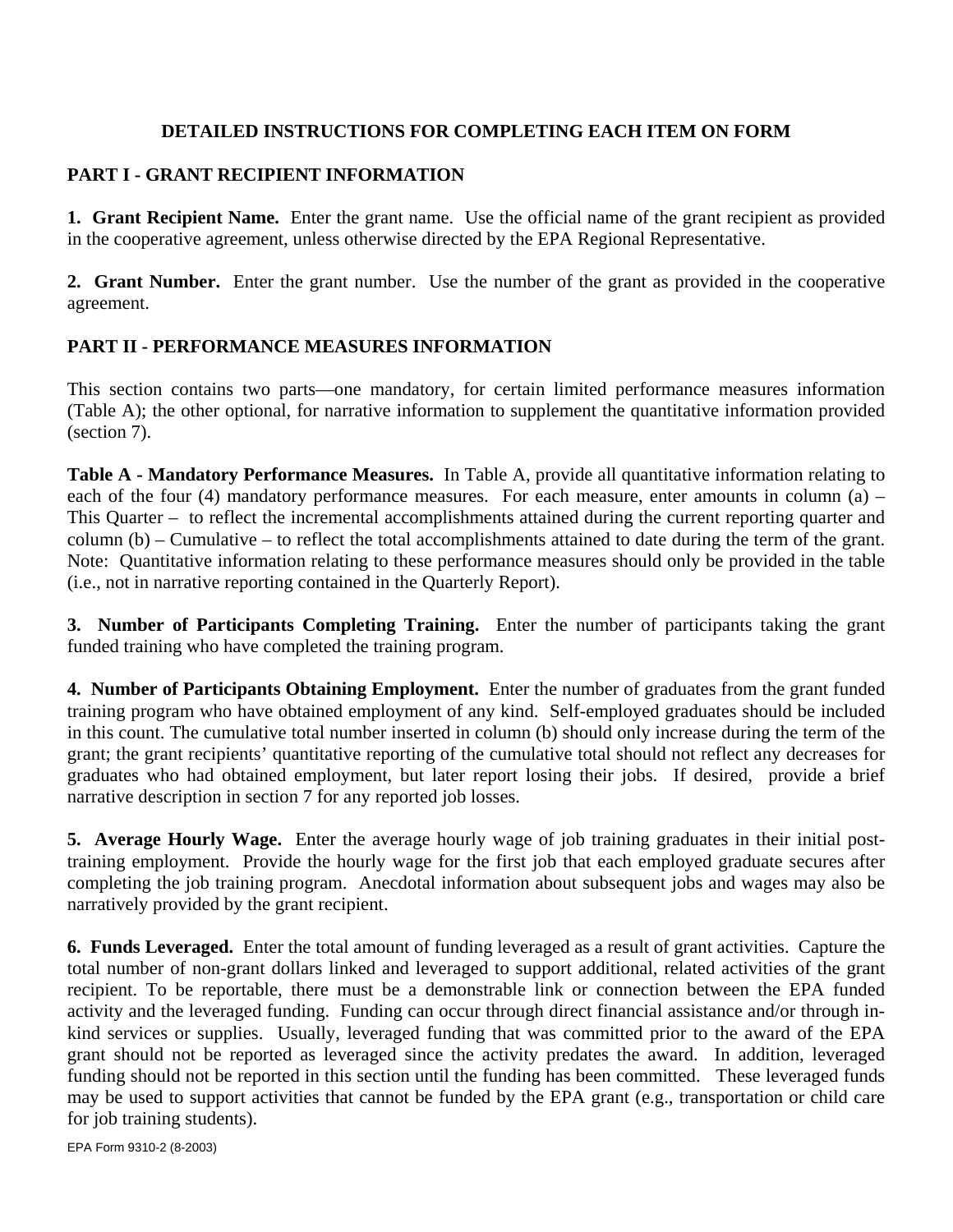## DETAILED INSTRUCTIONS FOR COMPLETING EACH ITEM ON FORM

### PART I - GRANT RECIPIENT INFORMATION

**1. Grant Recipient Name.** Enter the grant name. Use the official name of the grant recipient as provided in the cooperative agreement, unless otherwise directed by the EPA Regional Representative.

**2. Grant Number.** Enter the grant number. Use the number of the grant as provided in the cooperative agreement.

### PART II - PERFORMANCE MEASURES INFORMATION

This section contains two parts—one mandatory, for certain limited performance measures information (Table A); the other optional, for narrative information to supplement the quantitative information provided (section 7).

**Table A - Mandatory Performance Measures.** In Table A, provide all quantitative information relating to each of the four (4) mandatory performance measures. For each measure, enter amounts in column (a) – This Quarter – to reflect the incremental accomplishments attained during the current reporting quarter and column (b) – Cumulative – to reflect the total accomplishments attained to date during the term of the grant. Note: Quantitative information relating to these performance measures should only be provided in the table (i.e., not in narrative reporting contained in the Quarterly Report).

**3. Number of Participants Completing Training.** Enter the number of participants taking the grant funded training who have completed the training program.

**4. Number of Participants Obtaining Employment.** Enter the number of graduates from the grant funded training program who have obtained employment of any kind. Self-employed graduates should be included in this count. The cumulative total number inserted in column (b) should only increase during the term of the grant; the grant recipients' quantitative reporting of the cumulative total should not reflect any decreases for graduates who had obtained employment, but later report losing their jobs. If desired, provide a brief narrative description in section 7 for any reported job losses.

**5. Average Hourly Wage.** Enter the average hourly wage of job training graduates in their initial post-training employment. Provide the hourly wage for the first job that each employed graduate secures after completing the job training program. Anecdotal information about subsequent jobs and wages may also be narratively provided by the grant recipient.

**6. Funds Leveraged.** Enter the total amount of funding leveraged as a result of grant activities. Capture the total number of non-grant dollars linked and leveraged to support additional, related activities of the grant recipient. To be reportable, there must be a demonstrable link or connection between the EPA funded activity and the leveraged funding. Funding can occur through direct financial assistance and/or through in-kind services or supplies. Usually, leveraged funding that was committed prior to the award of the EPA grant should not be reported as leveraged since the activity predates the award. In addition, leveraged funding should not be reported in this section until the funding has been committed. These leveraged funds may be used to support activities that cannot be funded by the EPA grant (e.g., transportation or child care for job training students).

EPA Form 9310-2 (8-2003)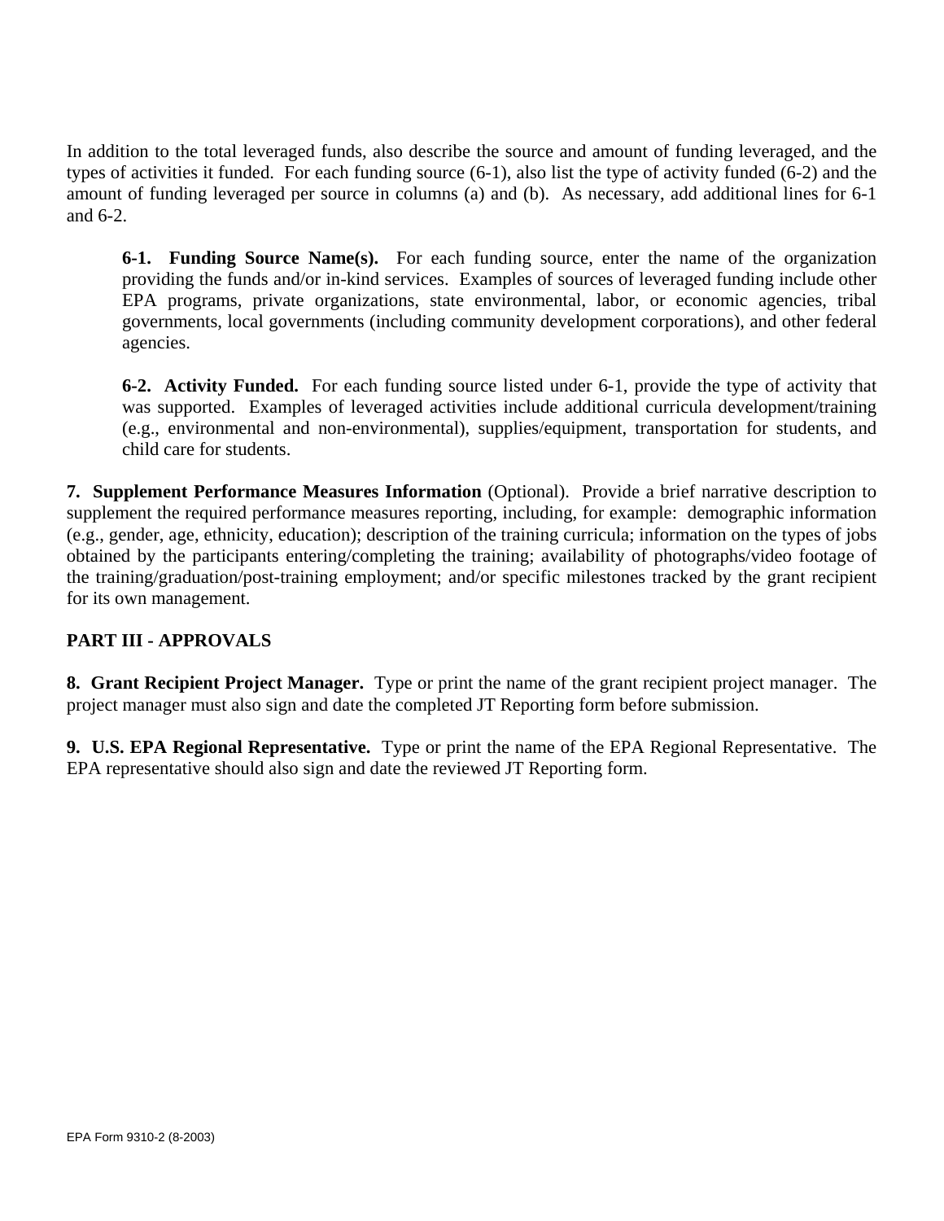In addition to the total leveraged funds, also describe the source and amount of funding leveraged, and the types of activities it funded. For each funding source (6-1), also list the type of activity funded (6-2) and the amount of funding leveraged per source in columns (a) and (b). As necessary, add additional lines for 6-1 and 6-2.

> **6-1. Funding Source Name(s).** For each funding source, enter the name of the organization providing the funds and/or in-kind services. Examples of sources of leveraged funding include other EPA programs, private organizations, state environmental, labor, or economic agencies, tribal governments, local governments (including community development corporations), and other federal agencies.
>
> **6-2. Activity Funded.** For each funding source listed under 6-1, provide the type of activity that was supported. Examples of leveraged activities include additional curricula development/training (e.g., environmental and non-environmental), supplies/equipment, transportation for students, and child care for students.

**7. Supplement Performance Measures Information** (Optional). Provide a brief narrative description to supplement the required performance measures reporting, including, for example: demographic information (e.g., gender, age, ethnicity, education); description of the training curricula; information on the types of jobs obtained by the participants entering/completing the training; availability of photographs/video footage of the training/graduation/post-training employment; and/or specific milestones tracked by the grant recipient for its own management.

## PART III - APPROVALS

**8. Grant Recipient Project Manager.** Type or print the name of the grant recipient project manager. The project manager must also sign and date the completed JT Reporting form before submission.

**9. U.S. EPA Regional Representative.** Type or print the name of the EPA Regional Representative. The EPA representative should also sign and date the reviewed JT Reporting form.